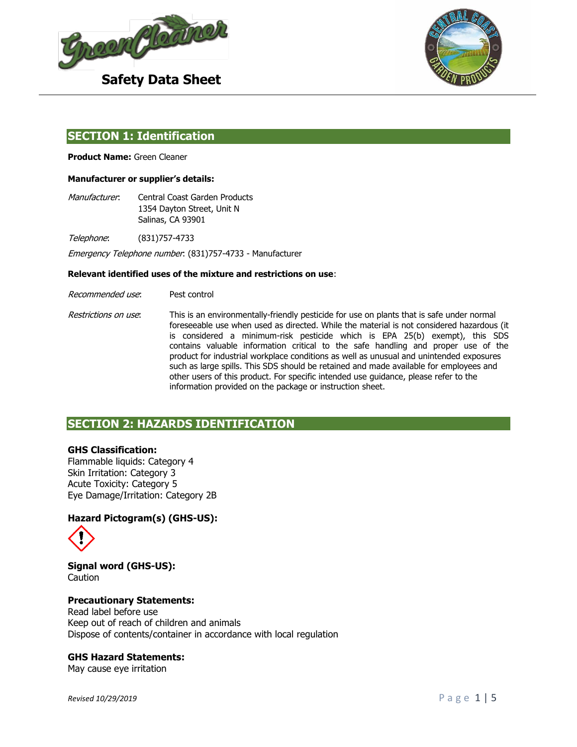# Safety Data Sheet

## SECTION 1: Identification

**Product Name:** Green Cleaner

**Manufacturer or supplier's details:**

*Manufacturer*: Central Coast Garden Products
1354 Dayton Street, Unit N
Salinas, CA 93901

*Telephone*: (831)757-4733

*Emergency Telephone number*: (831)757-4733 - Manufacturer

**Relevant identified uses of the mixture and restrictions on use**:

*Recommended use*: Pest control

*Restrictions on use*: This is an environmentally-friendly pesticide for use on plants that is safe under normal foreseeable use when used as directed. While the material is not considered hazardous (it is considered a minimum-risk pesticide which is EPA 25(b) exempt), this SDS contains valuable information critical to the safe handling and proper use of the product for industrial workplace conditions as well as unusual and unintended exposures such as large spills. This SDS should be retained and made available for employees and other users of this product. For specific intended use guidance, please refer to the information provided on the package or instruction sheet.

## SECTION 2: HAZARDS IDENTIFICATION

**GHS Classification:**
Flammable liquids: Category 4
Skin Irritation: Category 3
Acute Toxicity: Category 5
Eye Damage/Irritation: Category 2B

**Hazard Pictogram(s) (GHS-US):**

**Signal word (GHS-US):**
Caution

**Precautionary Statements:**
Read label before use
Keep out of reach of children and animals
Dispose of contents/container in accordance with local regulation

**GHS Hazard Statements:**
May cause eye irritation

*Revised 10/29/2019*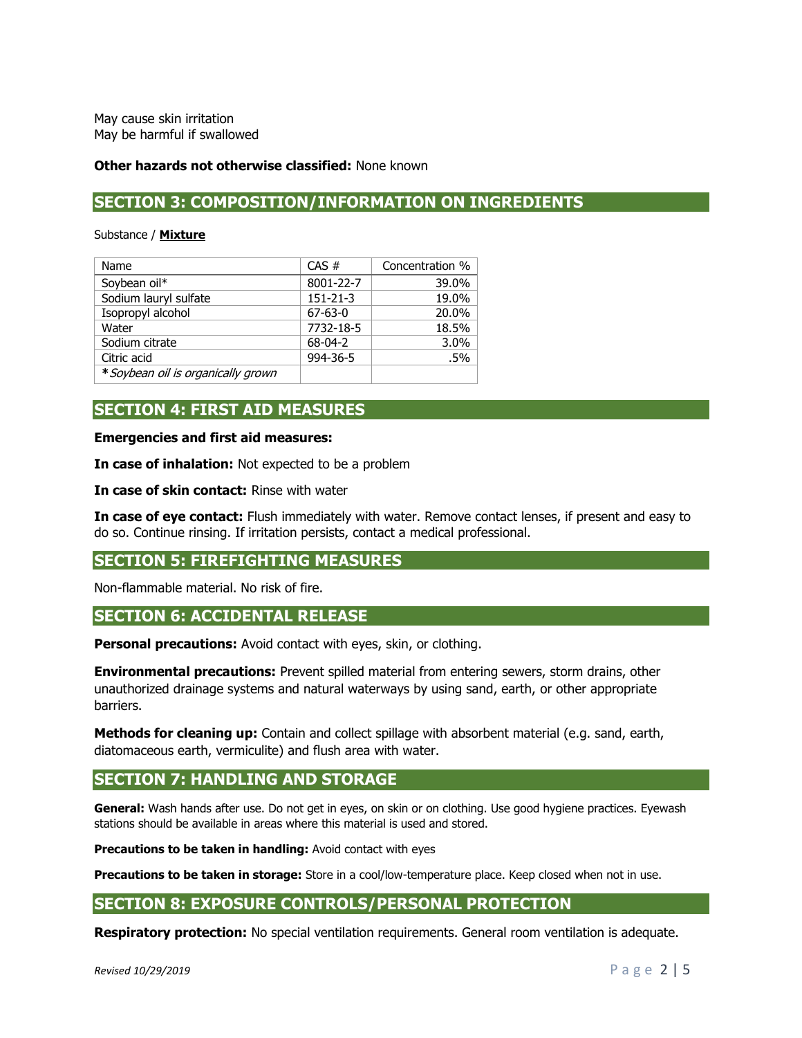May cause skin irritation
May be harmful if swallowed

**Other hazards not otherwise classified:** None known

## SECTION 3: COMPOSITION/INFORMATION ON INGREDIENTS

Substance / **Mixture**

| Name | CAS # | Concentration % |
|---|---|---|
| Soybean oil* | 8001-22-7 | 39.0% |
| Sodium lauryl sulfate | 151-21-3 | 19.0% |
| Isopropyl alcohol | 67-63-0 | 20.0% |
| Water | 7732-18-5 | 18.5% |
| Sodium citrate | 68-04-2 | 3.0% |
| Citric acid | 994-36-5 | .5% |
| ***Soybean oil is organically grown* | | |

## SECTION 4: FIRST AID MEASURES

**Emergencies and first aid measures:**

**In case of inhalation:** Not expected to be a problem

**In case of skin contact:** Rinse with water

**In case of eye contact:** Flush immediately with water. Remove contact lenses, if present and easy to do so. Continue rinsing. If irritation persists, contact a medical professional.

## SECTION 5: FIREFIGHTING MEASURES

Non-flammable material. No risk of fire.

## SECTION 6: ACCIDENTAL RELEASE

**Personal precautions:** Avoid contact with eyes, skin, or clothing.

**Environmental precautions:** Prevent spilled material from entering sewers, storm drains, other unauthorized drainage systems and natural waterways by using sand, earth, or other appropriate barriers.

**Methods for cleaning up:** Contain and collect spillage with absorbent material (e.g. sand, earth, diatomaceous earth, vermiculite) and flush area with water.

## SECTION 7: HANDLING AND STORAGE

**General:** Wash hands after use. Do not get in eyes, on skin or on clothing. Use good hygiene practices. Eyewash stations should be available in areas where this material is used and stored.

**Precautions to be taken in handling:** Avoid contact with eyes

**Precautions to be taken in storage:** Store in a cool/low-temperature place. Keep closed when not in use.

## SECTION 8: EXPOSURE CONTROLS/PERSONAL PROTECTION

**Respiratory protection:** No special ventilation requirements. General room ventilation is adequate.

*Revised 10/29/2019*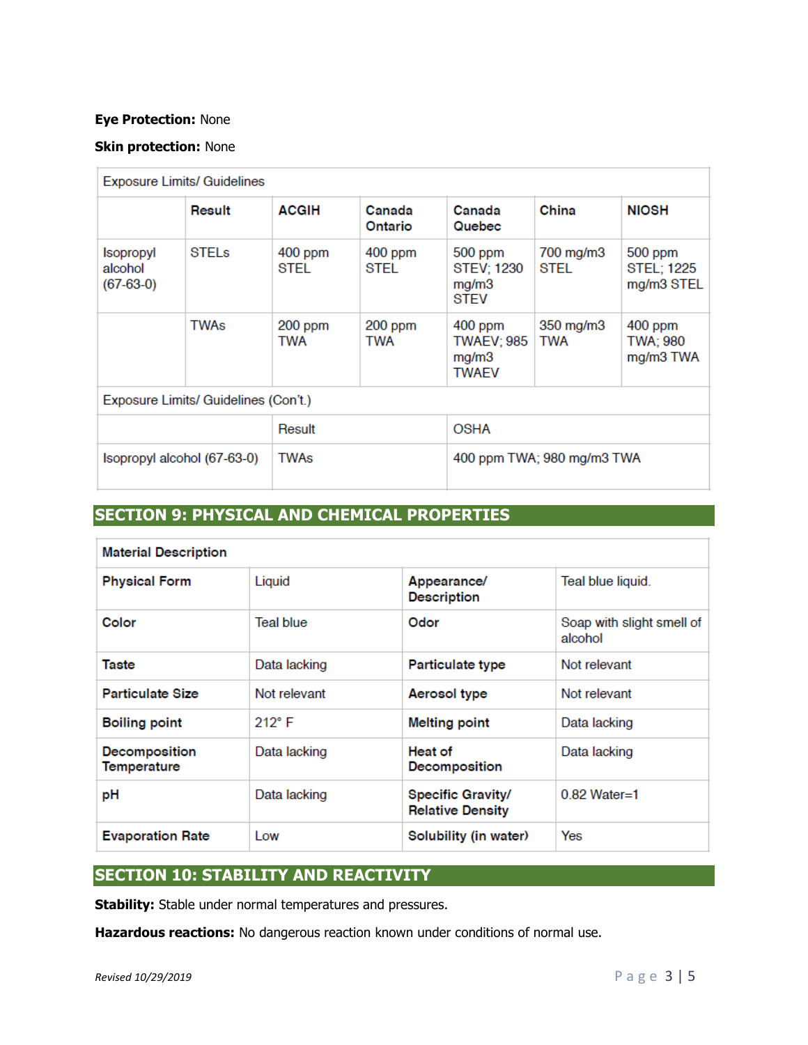**Eye Protection:** None

**Skin protection:** None

| Exposure Limits/ Guidelines | | | | | | |
|---|---|---|---|---|---|---|
| | **Result** | **ACGIH** | **Canada Ontario** | **Canada Quebec** | **China** | **NIOSH** |
| Isopropyl alcohol (67-63-0) | STELs | 400 ppm STEL | 400 ppm STEL | 500 ppm STEV; 1230 mg/m3 STEV | 700 mg/m3 STEL | 500 ppm STEL; 1225 mg/m3 STEL |
| | TWAs | 200 ppm TWA | 200 ppm TWA | 400 ppm TWAEV; 985 mg/m3 TWAEV | 350 mg/m3 TWA | 400 ppm TWA; 980 mg/m3 TWA |

| Exposure Limits/ Guidelines (Con't.) | | |
|---|---|---|
| | Result | OSHA |
| Isopropyl alcohol (67-63-0) | TWAs | 400 ppm TWA; 980 mg/m3 TWA |

## SECTION 9: PHYSICAL AND CHEMICAL PROPERTIES

| **Material Description** | | | |
|---|---|---|---|
| **Physical Form** | Liquid | **Appearance/ Description** | Teal blue liquid. |
| **Color** | Teal blue | **Odor** | Soap with slight smell of alcohol |
| **Taste** | Data lacking | **Particulate type** | Not relevant |
| **Particulate Size** | Not relevant | **Aerosol type** | Not relevant |
| **Boiling point** | 212° F | **Melting point** | Data lacking |
| **Decomposition Temperature** | Data lacking | **Heat of Decomposition** | Data lacking |
| **pH** | Data lacking | **Specific Gravity/ Relative Density** | 0.82 Water=1 |
| **Evaporation Rate** | Low | **Solubility (in water)** | Yes |

## SECTION 10: STABILITY AND REACTIVITY

**Stability:** Stable under normal temperatures and pressures.

**Hazardous reactions:** No dangerous reaction known under conditions of normal use.

*Revised 10/29/2019*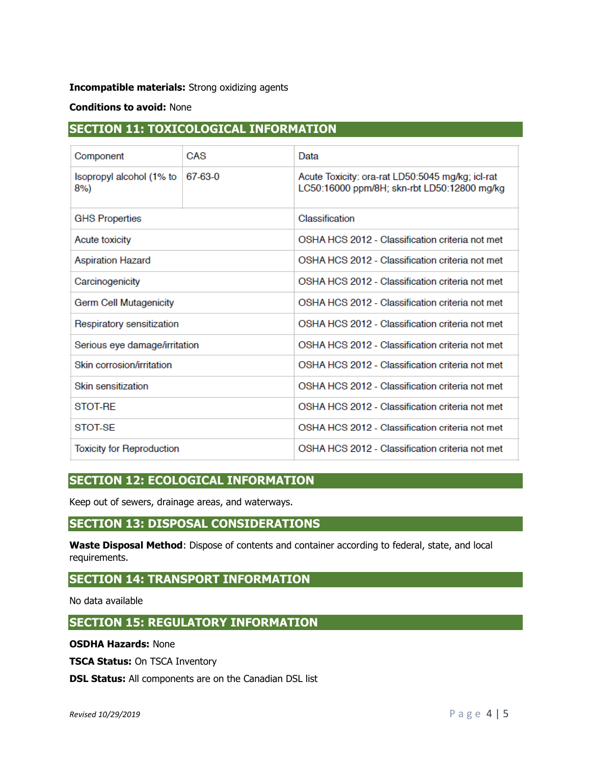**Incompatible materials:** Strong oxidizing agents

**Conditions to avoid:** None

## SECTION 11: TOXICOLOGICAL INFORMATION

| Component | CAS | Data |
|---|---|---|
| Isopropyl alcohol (1% to 8%) | 67-63-0 | Acute Toxicity: ora-rat LD50:5045 mg/kg; icl-rat LC50:16000 ppm/8H; skn-rbt LD50:12800 mg/kg |
| GHS Properties | | Classification |
| Acute toxicity | | OSHA HCS 2012 - Classification criteria not met |
| Aspiration Hazard | | OSHA HCS 2012 - Classification criteria not met |
| Carcinogenicity | | OSHA HCS 2012 - Classification criteria not met |
| Germ Cell Mutagenicity | | OSHA HCS 2012 - Classification criteria not met |
| Respiratory sensitization | | OSHA HCS 2012 - Classification criteria not met |
| Serious eye damage/irritation | | OSHA HCS 2012 - Classification criteria not met |
| Skin corrosion/irritation | | OSHA HCS 2012 - Classification criteria not met |
| Skin sensitization | | OSHA HCS 2012 - Classification criteria not met |
| STOT-RE | | OSHA HCS 2012 - Classification criteria not met |
| STOT-SE | | OSHA HCS 2012 - Classification criteria not met |
| Toxicity for Reproduction | | OSHA HCS 2012 - Classification criteria not met |

## SECTION 12: ECOLOGICAL INFORMATION

Keep out of sewers, drainage areas, and waterways.

## SECTION 13: DISPOSAL CONSIDERATIONS

**Waste Disposal Method**: Dispose of contents and container according to federal, state, and local requirements.

## SECTION 14: TRANSPORT INFORMATION

No data available

## SECTION 15: REGULATORY INFORMATION

**OSDHA Hazards:** None

**TSCA Status:** On TSCA Inventory

**DSL Status:** All components are on the Canadian DSL list

*Revised 10/29/2019*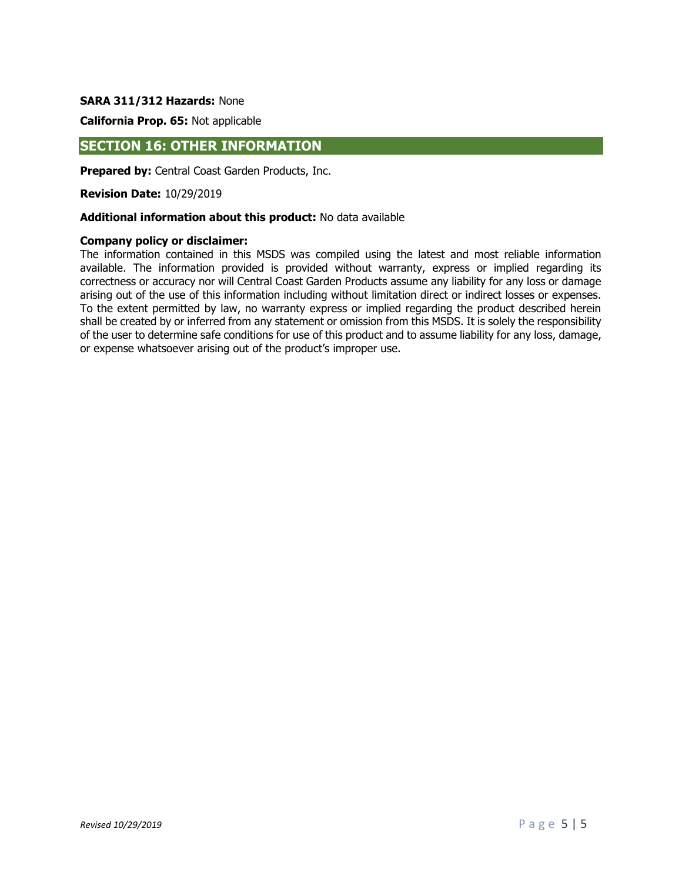**SARA 311/312 Hazards:** None

**California Prop. 65:** Not applicable

## SECTION 16: OTHER INFORMATION

**Prepared by:** Central Coast Garden Products, Inc.

**Revision Date:** 10/29/2019

**Additional information about this product:** No data available

**Company policy or disclaimer:**
The information contained in this MSDS was compiled using the latest and most reliable information available. The information provided is provided without warranty, express or implied regarding its correctness or accuracy nor will Central Coast Garden Products assume any liability for any loss or damage arising out of the use of this information including without limitation direct or indirect losses or expenses. To the extent permitted by law, no warranty express or implied regarding the product described herein shall be created by or inferred from any statement or omission from this MSDS. It is solely the responsibility of the user to determine safe conditions for use of this product and to assume liability for any loss, damage, or expense whatsoever arising out of the product's improper use.